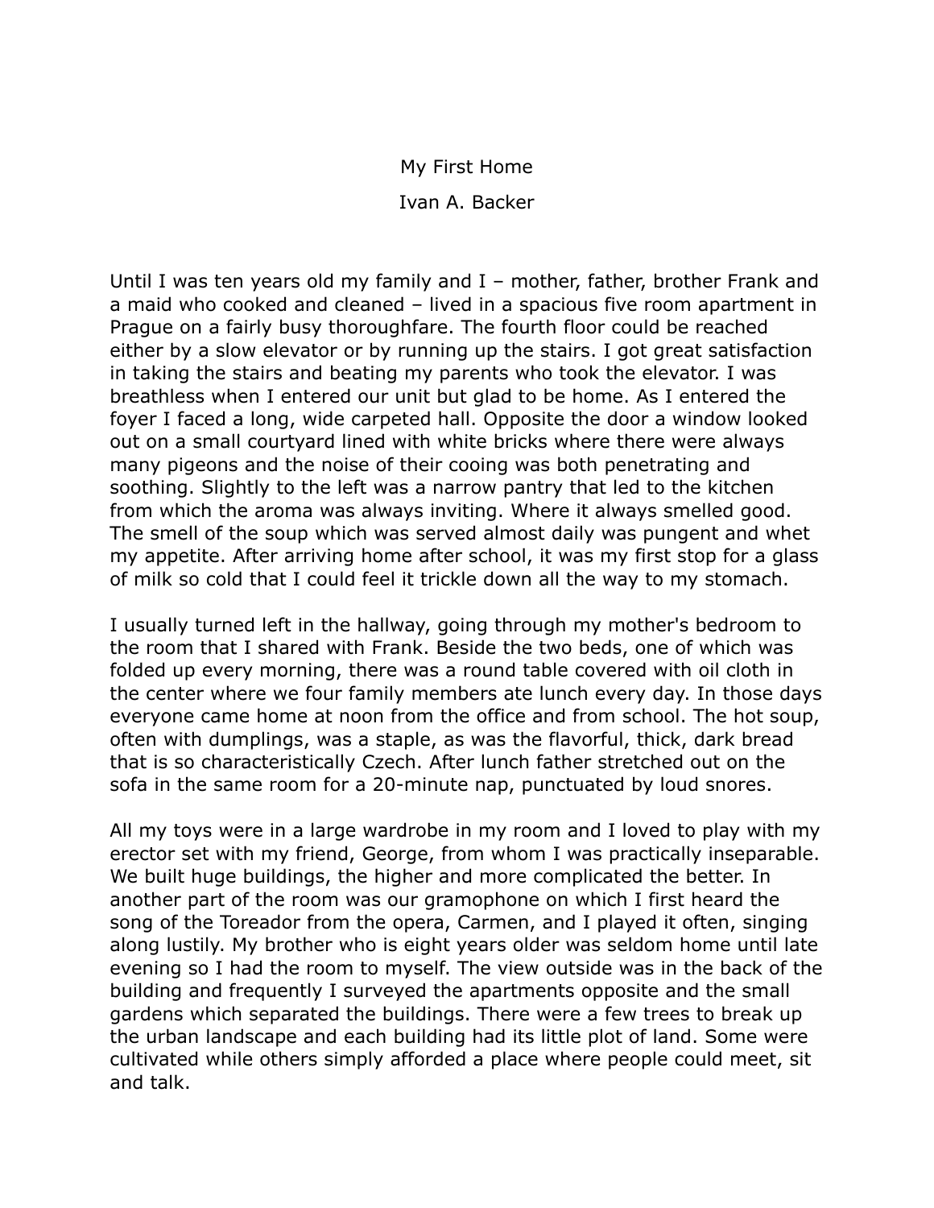# My First Home

Ivan A. Backer

Until I was ten years old my family and I – mother, father, brother Frank and a maid who cooked and cleaned – lived in a spacious five room apartment in Prague on a fairly busy thoroughfare. The fourth floor could be reached either by a slow elevator or by running up the stairs. I got great satisfaction in taking the stairs and beating my parents who took the elevator. I was breathless when I entered our unit but glad to be home. As I entered the foyer I faced a long, wide carpeted hall. Opposite the door a window looked out on a small courtyard lined with white bricks where there were always many pigeons and the noise of their cooing was both penetrating and soothing. Slightly to the left was a narrow pantry that led to the kitchen from which the aroma was always inviting. Where it always smelled good. The smell of the soup which was served almost daily was pungent and whet my appetite. After arriving home after school, it was my first stop for a glass of milk so cold that I could feel it trickle down all the way to my stomach.

I usually turned left in the hallway, going through my mother's bedroom to the room that I shared with Frank. Beside the two beds, one of which was folded up every morning, there was a round table covered with oil cloth in the center where we four family members ate lunch every day. In those days everyone came home at noon from the office and from school. The hot soup, often with dumplings, was a staple, as was the flavorful, thick, dark bread that is so characteristically Czech. After lunch father stretched out on the sofa in the same room for a 20-minute nap, punctuated by loud snores.

All my toys were in a large wardrobe in my room and I loved to play with my erector set with my friend, George, from whom I was practically inseparable. We built huge buildings, the higher and more complicated the better. In another part of the room was our gramophone on which I first heard the song of the Toreador from the opera, Carmen, and I played it often, singing along lustily. My brother who is eight years older was seldom home until late evening so I had the room to myself. The view outside was in the back of the building and frequently I surveyed the apartments opposite and the small gardens which separated the buildings. There were a few trees to break up the urban landscape and each building had its little plot of land. Some were cultivated while others simply afforded a place where people could meet, sit and talk.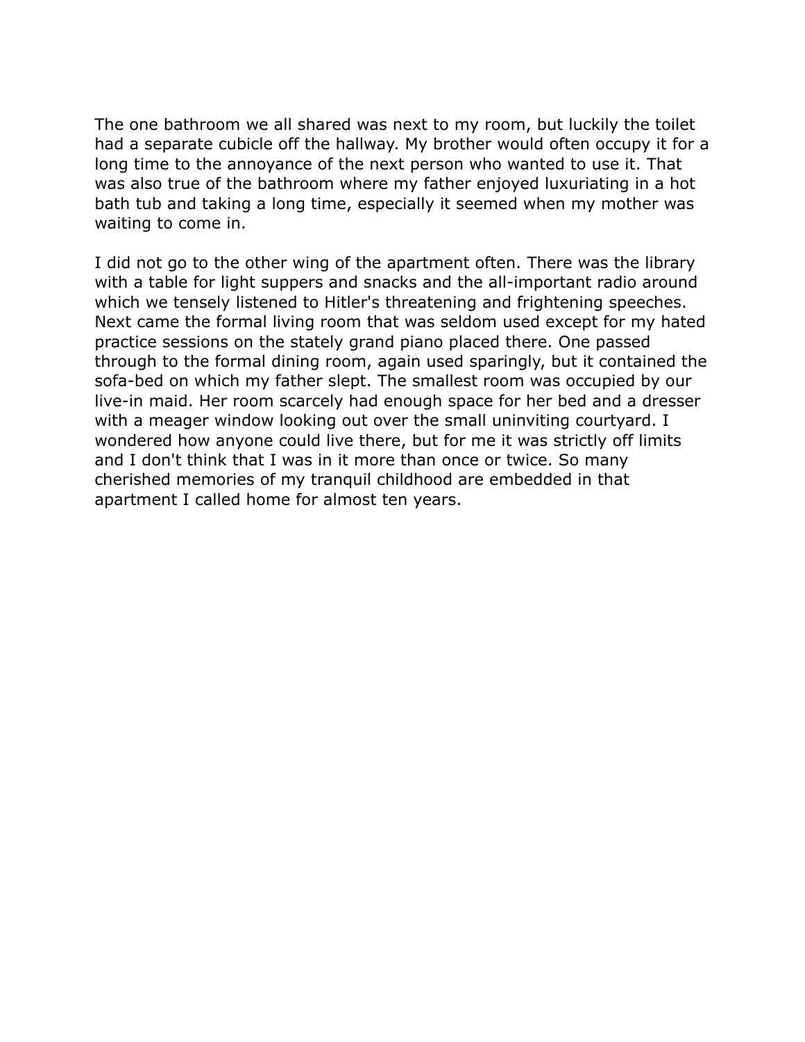The one bathroom we all shared was next to my room, but luckily the toilet had a separate cubicle off the hallway. My brother would often occupy it for a long time to the annoyance of the next person who wanted to use it. That was also true of the bathroom where my father enjoyed luxuriating in a hot bath tub and taking a long time, especially it seemed when my mother was waiting to come in.

I did not go to the other wing of the apartment often. There was the library with a table for light suppers and snacks and the all-important radio around which we tensely listened to Hitler's threatening and frightening speeches. Next came the formal living room that was seldom used except for my hated practice sessions on the stately grand piano placed there. One passed through to the formal dining room, again used sparingly, but it contained the sofa-bed on which my father slept. The smallest room was occupied by our live-in maid. Her room scarcely had enough space for her bed and a dresser with a meager window looking out over the small uninviting courtyard. I wondered how anyone could live there, but for me it was strictly off limits and I don't think that I was in it more than once or twice. So many cherished memories of my tranquil childhood are embedded in that apartment I called home for almost ten years.